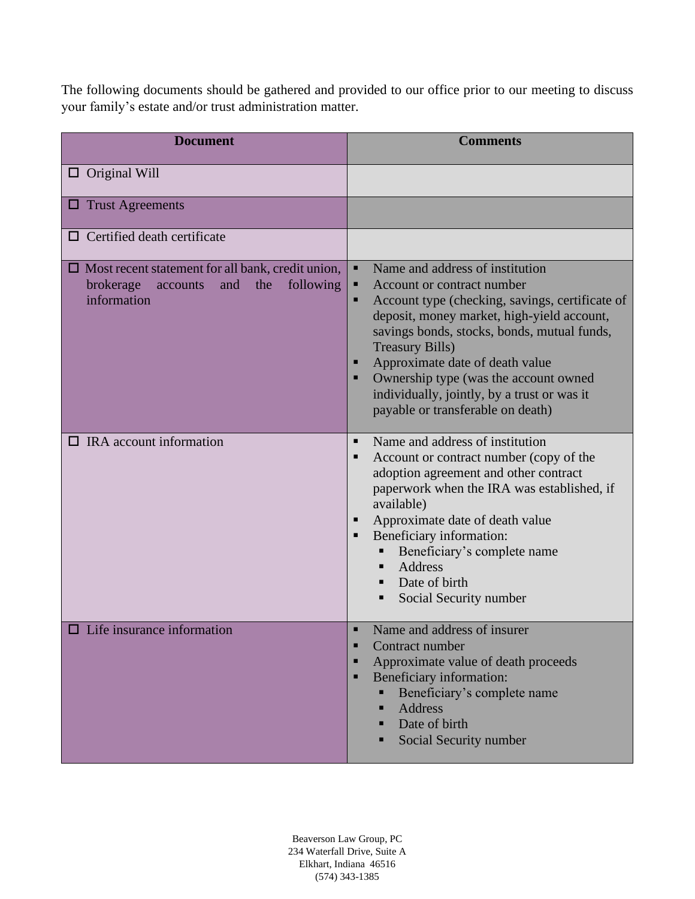The following documents should be gathered and provided to our office prior to our meeting to discuss your family's estate and/or trust administration matter.

| Document | Comments |
| --- | --- |
| ☐ Original Will | |
| ☐ Trust Agreements | |
| ☐ Certified death certificate | |
| ☐ Most recent statement for all bank, credit union, brokerage accounts and the following information | ▪ Name and address of institution<br>▪ Account or contract number<br>▪ Account type (checking, savings, certificate of deposit, money market, high-yield account, savings bonds, stocks, bonds, mutual funds, Treasury Bills)<br>▪ Approximate date of death value<br>▪ Ownership type (was the account owned individually, jointly, by a trust or was it payable or transferable on death) |
| ☐ IRA account information | ▪ Name and address of institution<br>▪ Account or contract number (copy of the adoption agreement and other contract paperwork when the IRA was established, if available)<br>▪ Approximate date of death value<br>▪ Beneficiary information:<br>&nbsp;&nbsp;▪ Beneficiary's complete name<br>&nbsp;&nbsp;▪ Address<br>&nbsp;&nbsp;▪ Date of birth<br>&nbsp;&nbsp;▪ Social Security number |
| ☐ Life insurance information | ▪ Name and address of insurer<br>▪ Contract number<br>▪ Approximate value of death proceeds<br>▪ Beneficiary information:<br>&nbsp;&nbsp;▪ Beneficiary's complete name<br>&nbsp;&nbsp;▪ Address<br>&nbsp;&nbsp;▪ Date of birth<br>&nbsp;&nbsp;▪ Social Security number |

Beaverson Law Group, PC
234 Waterfall Drive, Suite A
Elkhart, Indiana 46516
(574) 343-1385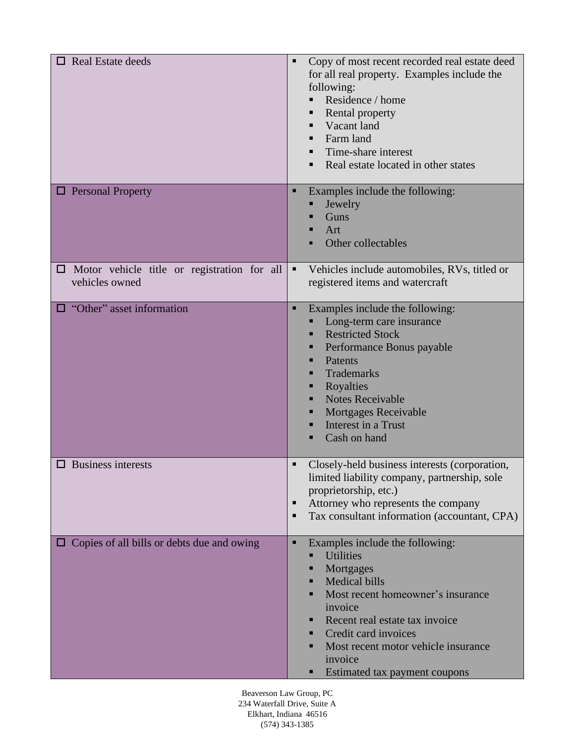| | |
|---|---|
| ☐ Real Estate deeds | ▪ Copy of most recent recorded real estate deed for all real property. Examples include the following:<br>▪ Residence / home<br>▪ Rental property<br>▪ Vacant land<br>▪ Farm land<br>▪ Time-share interest<br>▪ Real estate located in other states |
| ☐ Personal Property | ▪ Examples include the following:<br>▪ Jewelry<br>▪ Guns<br>▪ Art<br>▪ Other collectables |
| ☐ Motor vehicle title or registration for all vehicles owned | ▪ Vehicles include automobiles, RVs, titled or registered items and watercraft |
| ☐ "Other" asset information | ▪ Examples include the following:<br>▪ Long-term care insurance<br>▪ Restricted Stock<br>▪ Performance Bonus payable<br>▪ Patents<br>▪ Trademarks<br>▪ Royalties<br>▪ Notes Receivable<br>▪ Mortgages Receivable<br>▪ Interest in a Trust<br>▪ Cash on hand |
| ☐ Business interests | ▪ Closely-held business interests (corporation, limited liability company, partnership, sole proprietorship, etc.)<br>▪ Attorney who represents the company<br>▪ Tax consultant information (accountant, CPA) |
| ☐ Copies of all bills or debts due and owing | ▪ Examples include the following:<br>▪ Utilities<br>▪ Mortgages<br>▪ Medical bills<br>▪ Most recent homeowner's insurance invoice<br>▪ Recent real estate tax invoice<br>▪ Credit card invoices<br>▪ Most recent motor vehicle insurance invoice<br>▪ Estimated tax payment coupons |

Beaverson Law Group, PC
234 Waterfall Drive, Suite A
Elkhart, Indiana 46516
(574) 343-1385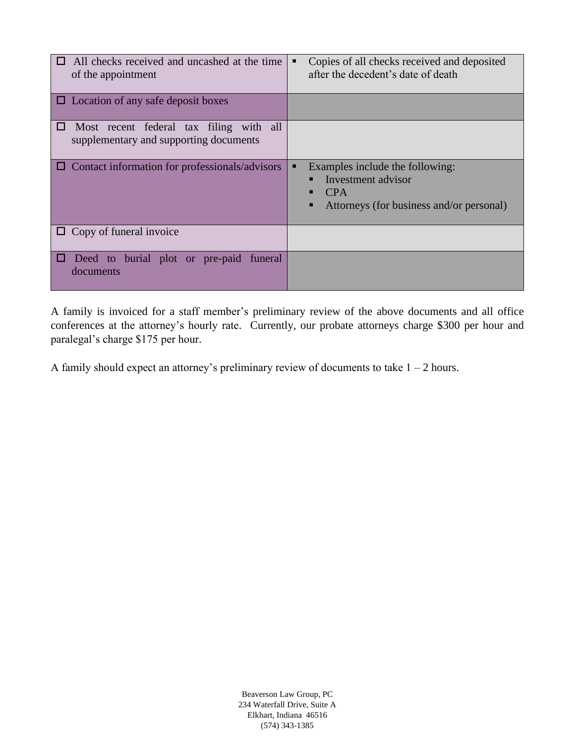| | |
|---|---|
| ☐ All checks received and uncashed at the time of the appointment | ▪ Copies of all checks received and deposited after the decedent's date of death |
| ☐ Location of any safe deposit boxes | |
| ☐ Most recent federal tax filing with all supplementary and supporting documents | |
| ☐ Contact information for professionals/advisors | ▪ Examples include the following: <br> ▪ Investment advisor <br> ▪ CPA <br> ▪ Attorneys (for business and/or personal) |
| ☐ Copy of funeral invoice | |
| ☐ Deed to burial plot or pre-paid funeral documents | |

A family is invoiced for a staff member's preliminary review of the above documents and all office conferences at the attorney's hourly rate. Currently, our probate attorneys charge $300 per hour and paralegal's charge $175 per hour.

A family should expect an attorney's preliminary review of documents to take 1 – 2 hours.

Beaverson Law Group, PC
234 Waterfall Drive, Suite A
Elkhart, Indiana 46516
(574) 343-1385